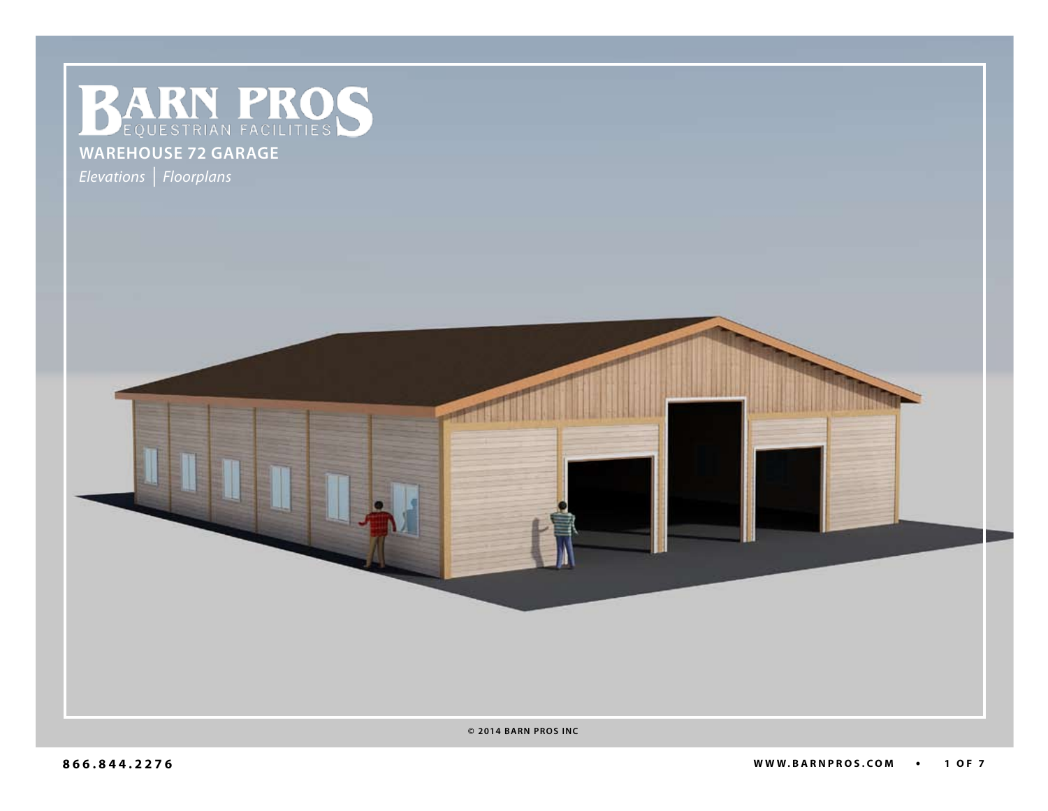# BARN PROS

EQUESTRIAN FACILITIES

## WAREHOUSE 72 GARAGE

*Elevations | Floorplans*

© 2014 BARN PROS INC

**866.844.2276**

**WWW.BARNPROS.COM**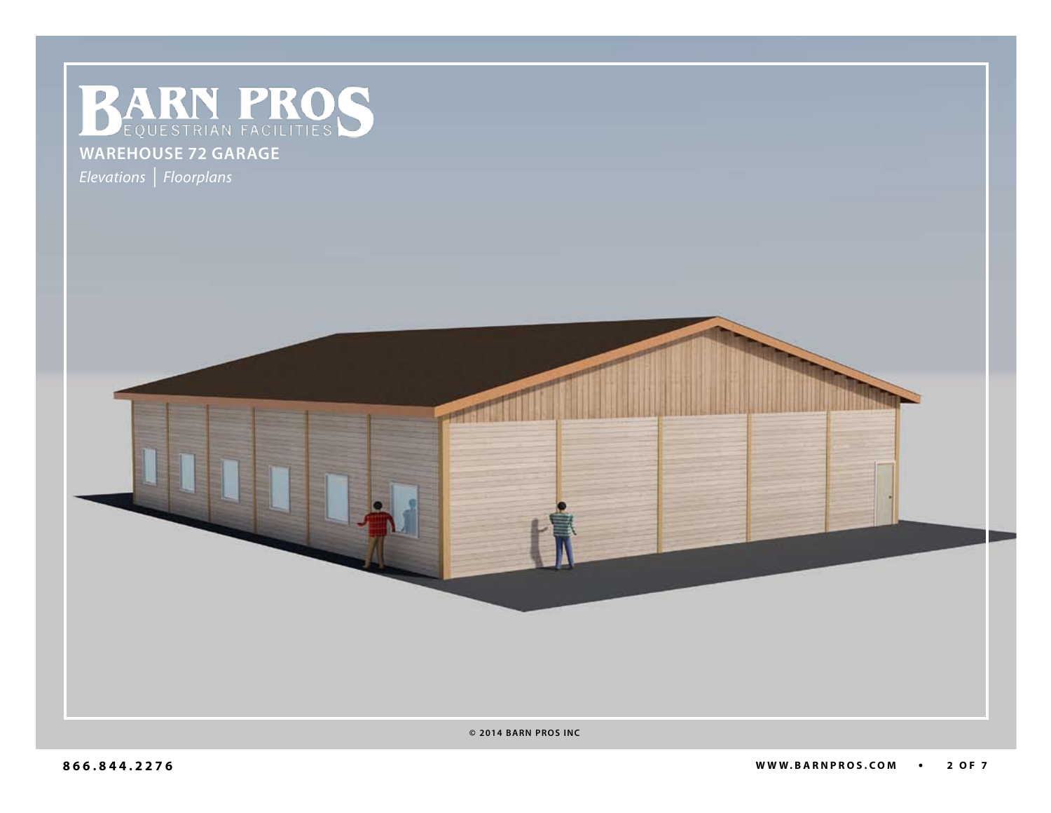# BARN PROS
EQUESTRIAN FACILITIES

## WAREHOUSE 72 GARAGE

*Elevations* | *Floorplans*

© 2014 BARN PROS INC

**866.844.2276**

**WWW.BARNPROS.COM**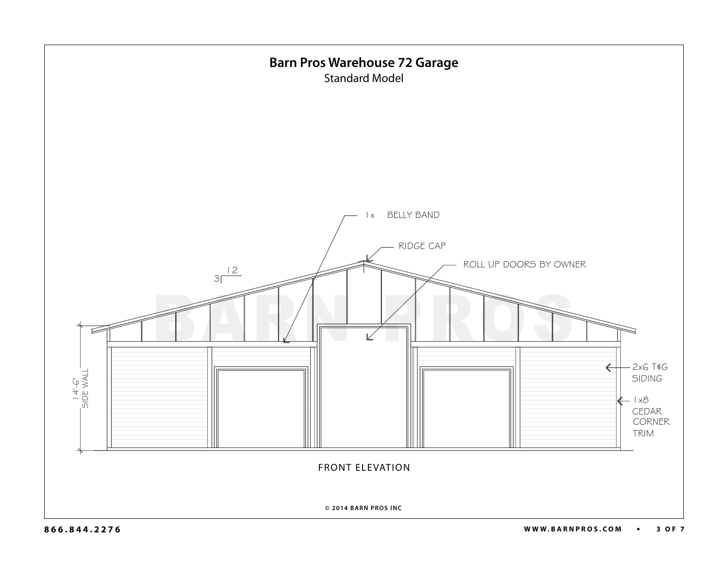# Barn Pros Warehouse 72 Garage

Standard Model

1x BELLY BAND

RIDGE CAP

ROLL UP DOORS BY OWNER

3 / 12

14'-6" SIDE WALL

2x6 T&G SIDING

1x8 CEDAR CORNER TRIM

FRONT ELEVATION

© 2014 BARN PROS INC

866.844.2276

WWW.BARNPROS.COM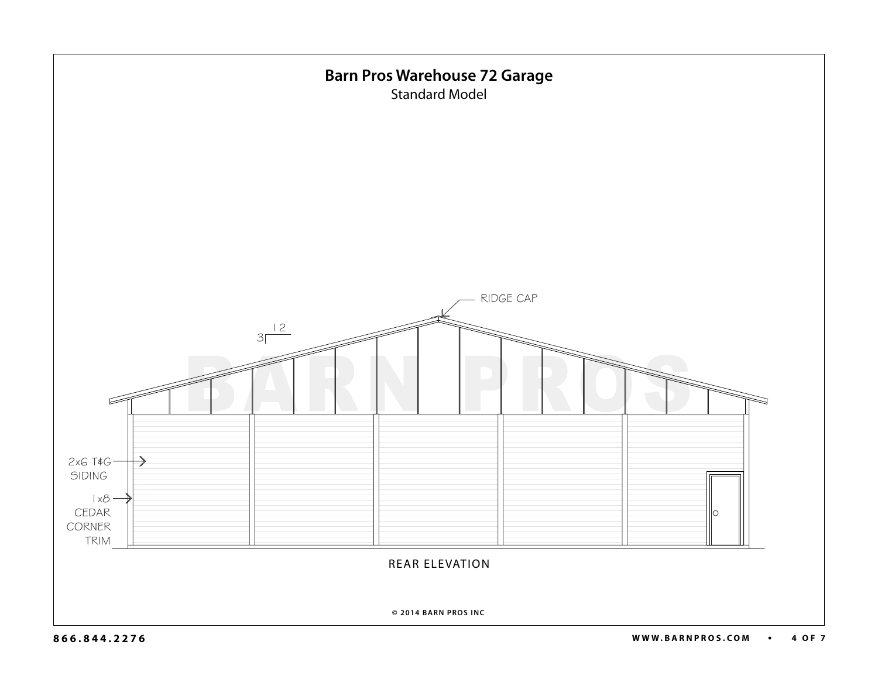# Barn Pros Warehouse 72 Garage

Standard Model

RIDGE CAP

3 | 12

2x6 T&G SIDING

1x8 CEDAR CORNER TRIM

REAR ELEVATION

© 2014 BARN PROS INC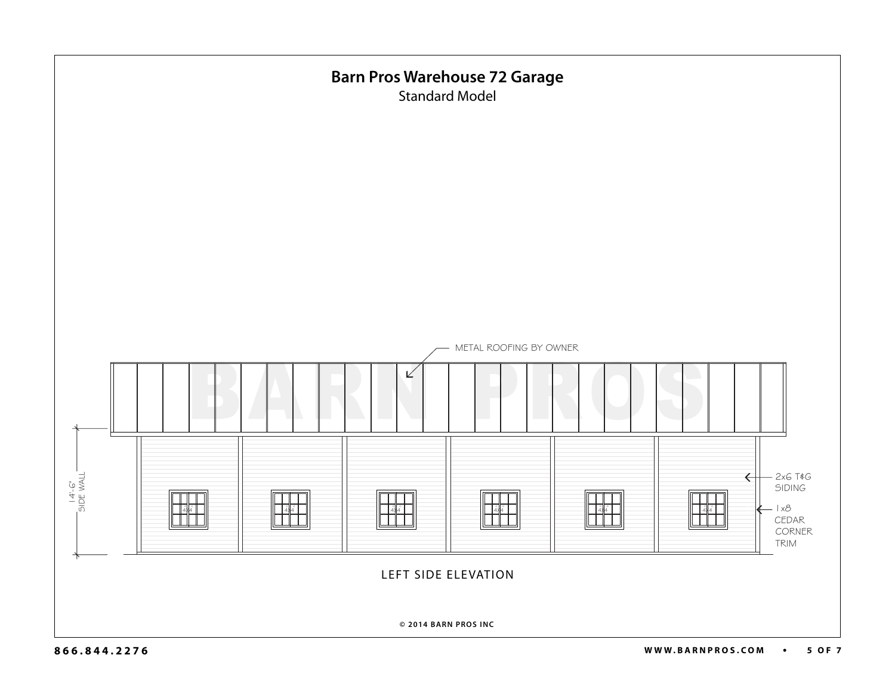# Barn Pros Warehouse 72 Garage

Standard Model

METAL ROOFING BY OWNER

14'-6" SIDE WALL

4x4

2x6 T&G SIDING

1x8 CEDAR CORNER TRIM

LEFT SIDE ELEVATION

© 2014 BARN PROS INC

866.844.2276

WWW.BARNPROS.COM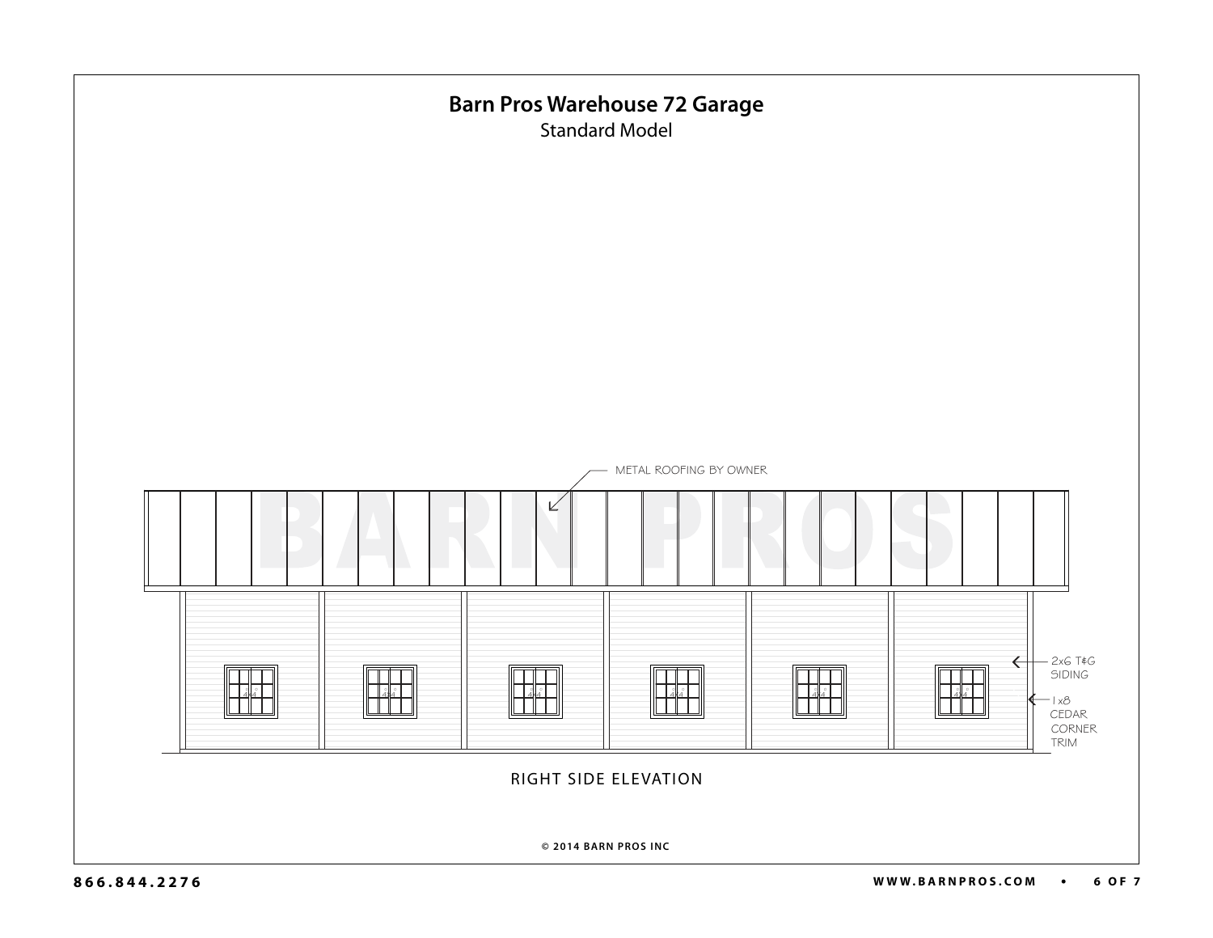# Barn Pros Warehouse 72 Garage

Standard Model

METAL ROOFING BY OWNER

2x6 T&G SIDING

1x8 CEDAR CORNER TRIM

4x4

4x4

4x4

4x4

4x4

4x4

RIGHT SIDE ELEVATION

© 2014 BARN PROS INC

866.844.2276

WWW.BARNPROS.COM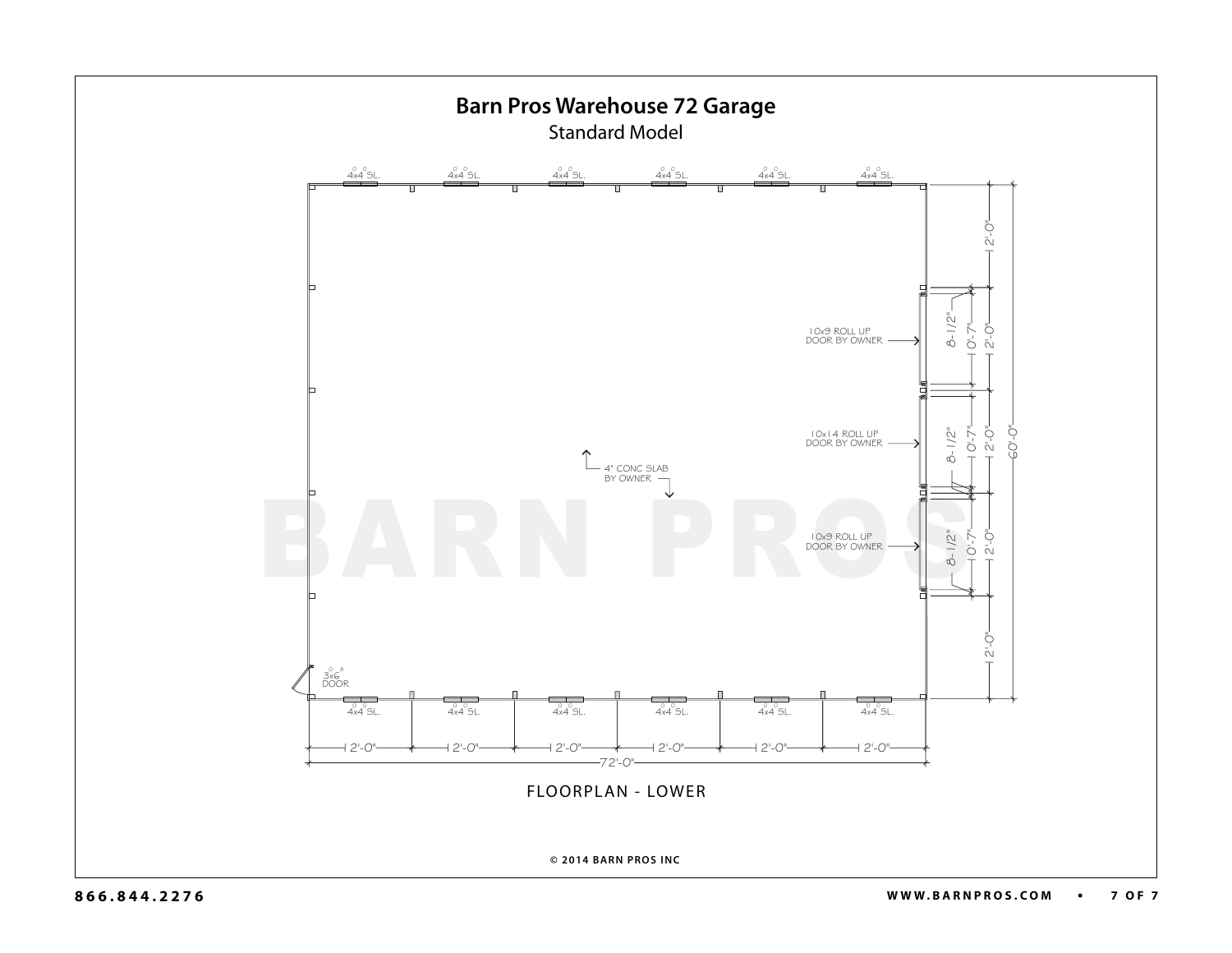# Barn Pros Warehouse 72 Garage

Standard Model

4x4 SL.
4x4 SL.
4x4 SL.
4x4 SL.
4x4 SL.
4x4 SL.

10x9 ROLL UP DOOR BY OWNER

10x14 ROLL UP DOOR BY OWNER

10x9 ROLL UP DOOR BY OWNER

4" CONC SLAB BY OWNER

3x6 DOOR

12'-0"
8-1/2"
10'-7"
12'-0"
8-1/2"
10'-7"
12'-0"
8-1/2"
10'-7"
12'-0"
12'-0"
60'-0"

4x4 SL.
4x4 SL.
4x4 SL.
4x4 SL.
4x4 SL.
4x4 SL.

12'-0"
12'-0"
12'-0"
12'-0"
12'-0"
12'-0"
72'-0"

FLOORPLAN - LOWER

© 2014 BARN PROS INC

866.844.2276

WWW.BARNPROS.COM